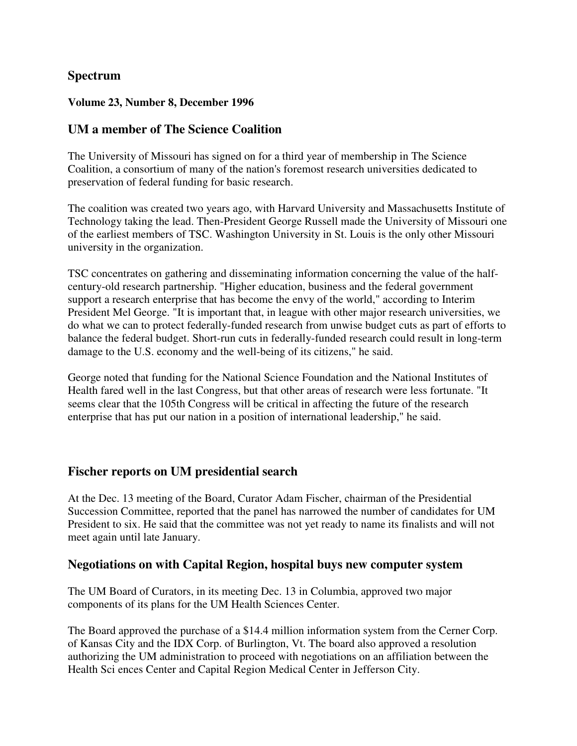# Spectrum

**Volume 23, Number 8, December 1996**

## UM a member of The Science Coalition

The University of Missouri has signed on for a third year of membership in The Science Coalition, a consortium of many of the nation's foremost research universities dedicated to preservation of federal funding for basic research.

The coalition was created two years ago, with Harvard University and Massachusetts Institute of Technology taking the lead. Then-President George Russell made the University of Missouri one of the earliest members of TSC. Washington University in St. Louis is the only other Missouri university in the organization.

TSC concentrates on gathering and disseminating information concerning the value of the half-century-old research partnership. "Higher education, business and the federal government support a research enterprise that has become the envy of the world," according to Interim President Mel George. "It is important that, in league with other major research universities, we do what we can to protect federally-funded research from unwise budget cuts as part of efforts to balance the federal budget. Short-run cuts in federally-funded research could result in long-term damage to the U.S. economy and the well-being of its citizens," he said.

George noted that funding for the National Science Foundation and the National Institutes of Health fared well in the last Congress, but that other areas of research were less fortunate. "It seems clear that the 105th Congress will be critical in affecting the future of the research enterprise that has put our nation in a position of international leadership," he said.

## Fischer reports on UM presidential search

At the Dec. 13 meeting of the Board, Curator Adam Fischer, chairman of the Presidential Succession Committee, reported that the panel has narrowed the number of candidates for UM President to six. He said that the committee was not yet ready to name its finalists and will not meet again until late January.

## Negotiations on with Capital Region, hospital buys new computer system

The UM Board of Curators, in its meeting Dec. 13 in Columbia, approved two major components of its plans for the UM Health Sciences Center.

The Board approved the purchase of a $14.4 million information system from the Cerner Corp. of Kansas City and the IDX Corp. of Burlington, Vt. The board also approved a resolution authorizing the UM administration to proceed with negotiations on an affiliation between the Health Sci ences Center and Capital Region Medical Center in Jefferson City.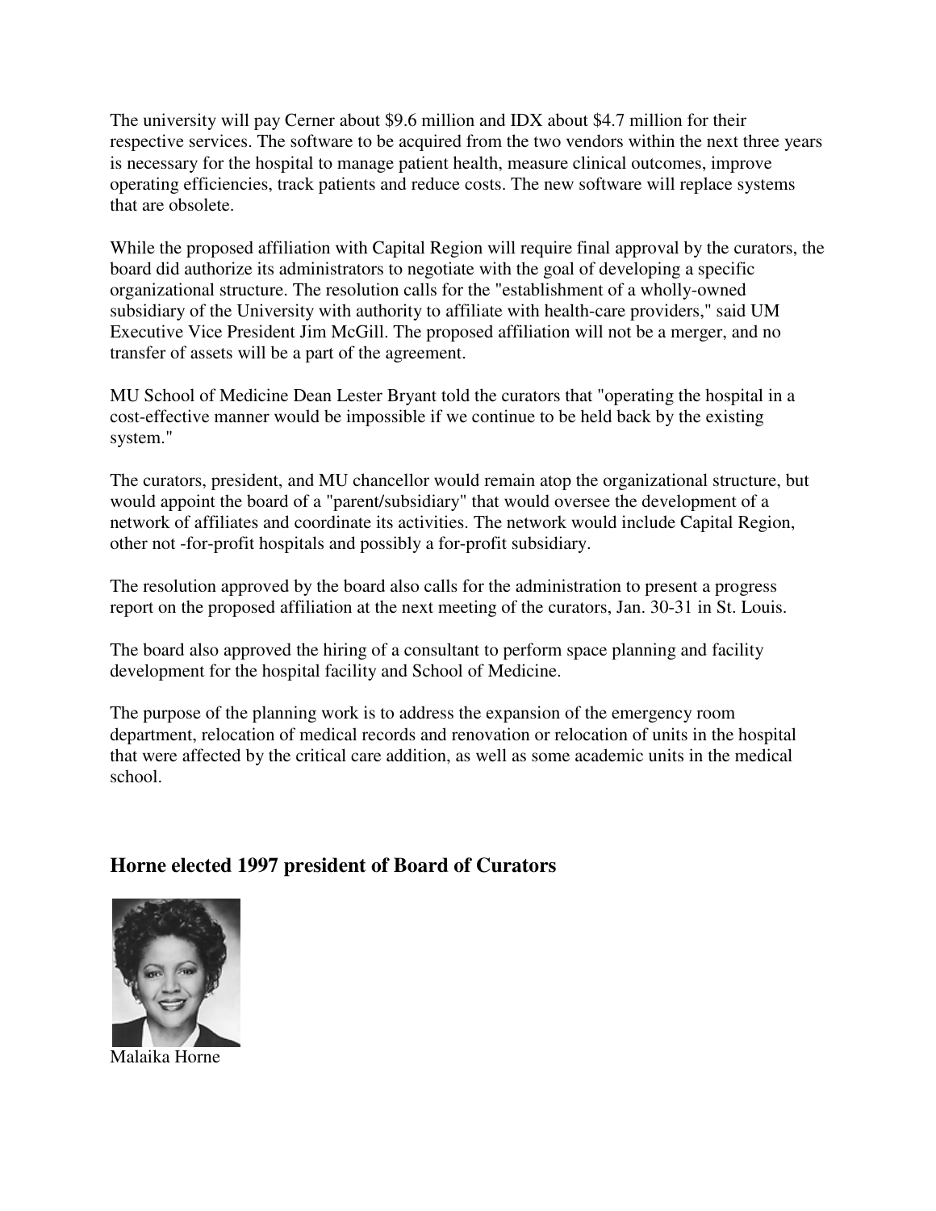The university will pay Cerner about $9.6 million and IDX about $4.7 million for their respective services. The software to be acquired from the two vendors within the next three years is necessary for the hospital to manage patient health, measure clinical outcomes, improve operating efficiencies, track patients and reduce costs. The new software will replace systems that are obsolete.

While the proposed affiliation with Capital Region will require final approval by the curators, the board did authorize its administrators to negotiate with the goal of developing a specific organizational structure. The resolution calls for the "establishment of a wholly-owned subsidiary of the University with authority to affiliate with health-care providers," said UM Executive Vice President Jim McGill. The proposed affiliation will not be a merger, and no transfer of assets will be a part of the agreement.

MU School of Medicine Dean Lester Bryant told the curators that "operating the hospital in a cost-effective manner would be impossible if we continue to be held back by the existing system."

The curators, president, and MU chancellor would remain atop the organizational structure, but would appoint the board of a "parent/subsidiary" that would oversee the development of a network of affiliates and coordinate its activities. The network would include Capital Region, other not -for-profit hospitals and possibly a for-profit subsidiary.

The resolution approved by the board also calls for the administration to present a progress report on the proposed affiliation at the next meeting of the curators, Jan. 30-31 in St. Louis.

The board also approved the hiring of a consultant to perform space planning and facility development for the hospital facility and School of Medicine.

The purpose of the planning work is to address the expansion of the emergency room department, relocation of medical records and renovation or relocation of units in the hospital that were affected by the critical care addition, as well as some academic units in the medical school.

## Horne elected 1997 president of Board of Curators

Malaika Horne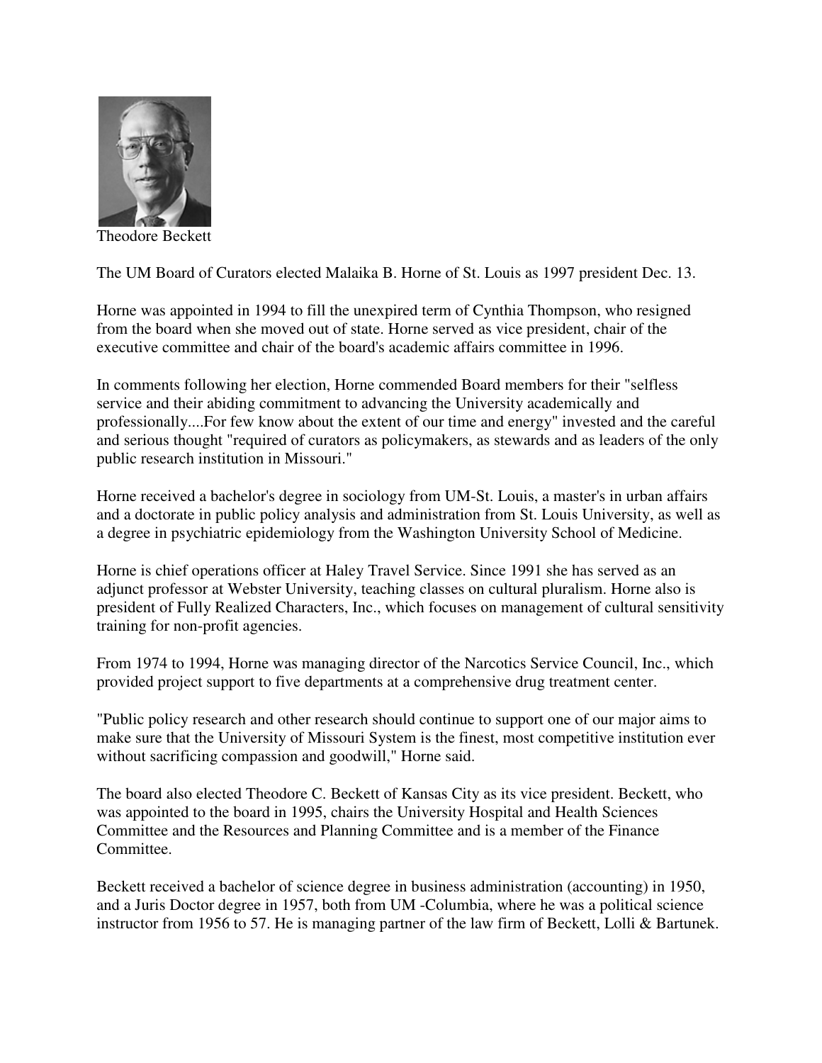Theodore Beckett

The UM Board of Curators elected Malaika B. Horne of St. Louis as 1997 president Dec. 13.

Horne was appointed in 1994 to fill the unexpired term of Cynthia Thompson, who resigned from the board when she moved out of state. Horne served as vice president, chair of the executive committee and chair of the board's academic affairs committee in 1996.

In comments following her election, Horne commended Board members for their "selfless service and their abiding commitment to advancing the University academically and professionally....For few know about the extent of our time and energy" invested and the careful and serious thought "required of curators as policymakers, as stewards and as leaders of the only public research institution in Missouri."

Horne received a bachelor's degree in sociology from UM-St. Louis, a master's in urban affairs and a doctorate in public policy analysis and administration from St. Louis University, as well as a degree in psychiatric epidemiology from the Washington University School of Medicine.

Horne is chief operations officer at Haley Travel Service. Since 1991 she has served as an adjunct professor at Webster University, teaching classes on cultural pluralism. Horne also is president of Fully Realized Characters, Inc., which focuses on management of cultural sensitivity training for non-profit agencies.

From 1974 to 1994, Horne was managing director of the Narcotics Service Council, Inc., which provided project support to five departments at a comprehensive drug treatment center.

"Public policy research and other research should continue to support one of our major aims to make sure that the University of Missouri System is the finest, most competitive institution ever without sacrificing compassion and goodwill," Horne said.

The board also elected Theodore C. Beckett of Kansas City as its vice president. Beckett, who was appointed to the board in 1995, chairs the University Hospital and Health Sciences Committee and the Resources and Planning Committee and is a member of the Finance Committee.

Beckett received a bachelor of science degree in business administration (accounting) in 1950, and a Juris Doctor degree in 1957, both from UM -Columbia, where he was a political science instructor from 1956 to 57. He is managing partner of the law firm of Beckett, Lolli & Bartunek.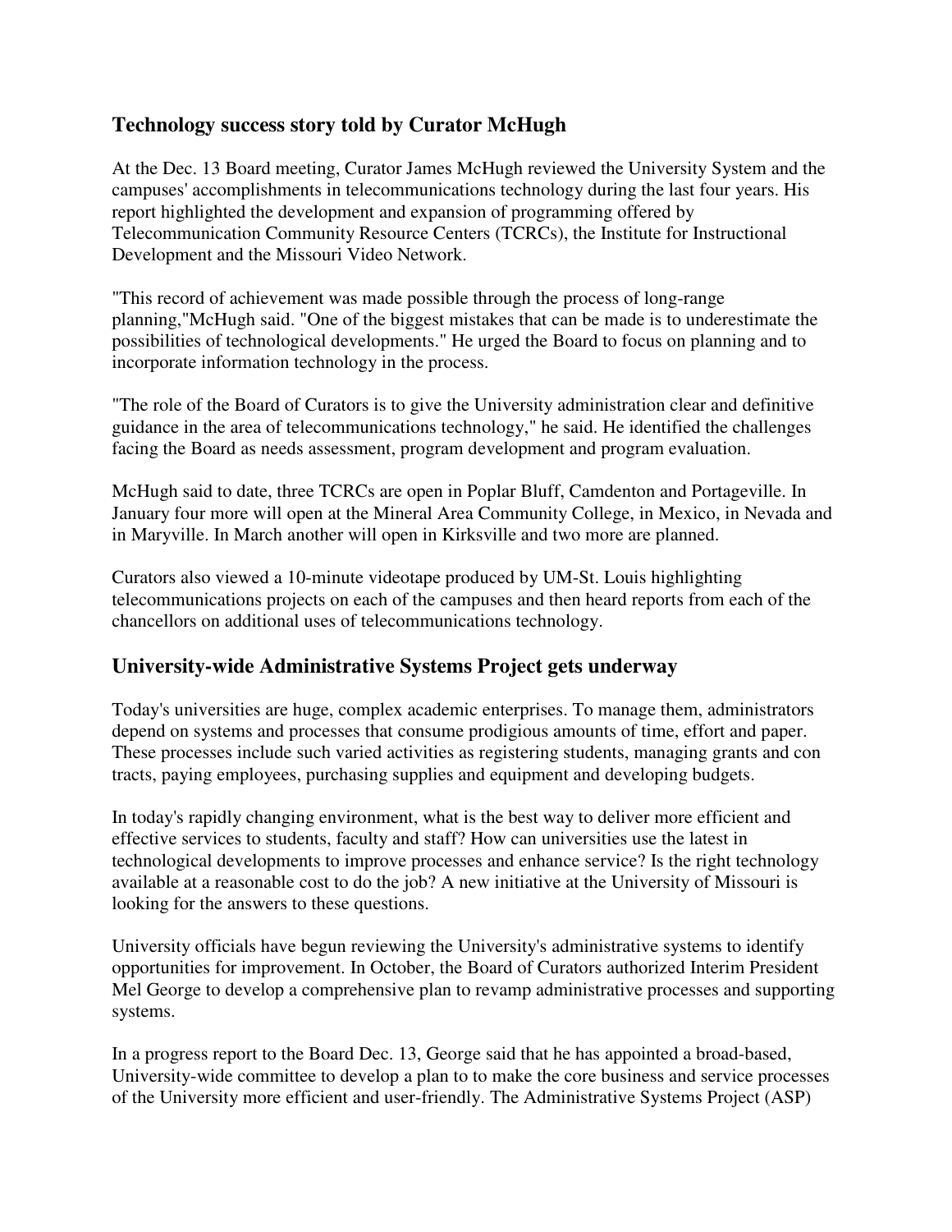## Technology success story told by Curator McHugh

At the Dec. 13 Board meeting, Curator James McHugh reviewed the University System and the campuses' accomplishments in telecommunications technology during the last four years. His report highlighted the development and expansion of programming offered by Telecommunication Community Resource Centers (TCRCs), the Institute for Instructional Development and the Missouri Video Network.

"This record of achievement was made possible through the process of long-range planning,"McHugh said. "One of the biggest mistakes that can be made is to underestimate the possibilities of technological developments." He urged the Board to focus on planning and to incorporate information technology in the process.

"The role of the Board of Curators is to give the University administration clear and definitive guidance in the area of telecommunications technology," he said. He identified the challenges facing the Board as needs assessment, program development and program evaluation.

McHugh said to date, three TCRCs are open in Poplar Bluff, Camdenton and Portageville. In January four more will open at the Mineral Area Community College, in Mexico, in Nevada and in Maryville. In March another will open in Kirksville and two more are planned.

Curators also viewed a 10-minute videotape produced by UM-St. Louis highlighting telecommunications projects on each of the campuses and then heard reports from each of the chancellors on additional uses of telecommunications technology.

## University-wide Administrative Systems Project gets underway

Today's universities are huge, complex academic enterprises. To manage them, administrators depend on systems and processes that consume prodigious amounts of time, effort and paper. These processes include such varied activities as registering students, managing grants and con tracts, paying employees, purchasing supplies and equipment and developing budgets.

In today's rapidly changing environment, what is the best way to deliver more efficient and effective services to students, faculty and staff? How can universities use the latest in technological developments to improve processes and enhance service? Is the right technology available at a reasonable cost to do the job? A new initiative at the University of Missouri is looking for the answers to these questions.

University officials have begun reviewing the University's administrative systems to identify opportunities for improvement. In October, the Board of Curators authorized Interim President Mel George to develop a comprehensive plan to revamp administrative processes and supporting systems.

In a progress report to the Board Dec. 13, George said that he has appointed a broad-based, University-wide committee to develop a plan to to make the core business and service processes of the University more efficient and user-friendly. The Administrative Systems Project (ASP)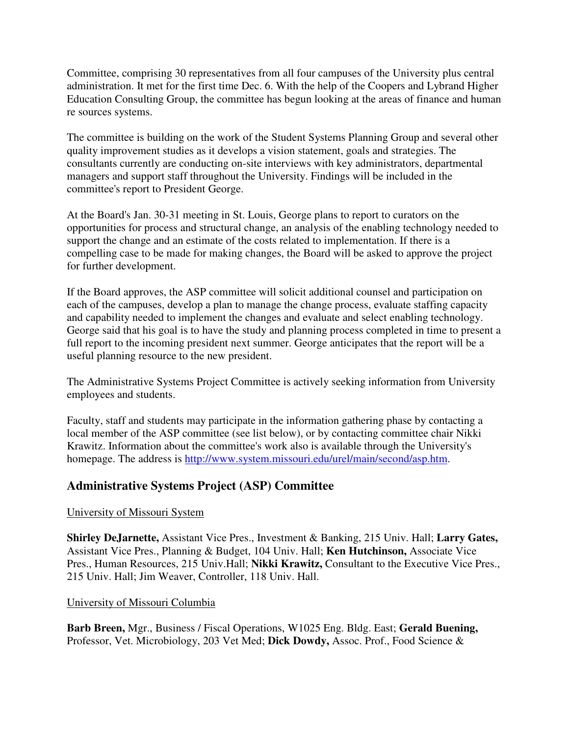Committee, comprising 30 representatives from all four campuses of the University plus central administration. It met for the first time Dec. 6. With the help of the Coopers and Lybrand Higher Education Consulting Group, the committee has begun looking at the areas of finance and human re sources systems.

The committee is building on the work of the Student Systems Planning Group and several other quality improvement studies as it develops a vision statement, goals and strategies. The consultants currently are conducting on-site interviews with key administrators, departmental managers and support staff throughout the University. Findings will be included in the committee's report to President George.

At the Board's Jan. 30-31 meeting in St. Louis, George plans to report to curators on the opportunities for process and structural change, an analysis of the enabling technology needed to support the change and an estimate of the costs related to implementation. If there is a compelling case to be made for making changes, the Board will be asked to approve the project for further development.

If the Board approves, the ASP committee will solicit additional counsel and participation on each of the campuses, develop a plan to manage the change process, evaluate staffing capacity and capability needed to implement the changes and evaluate and select enabling technology. George said that his goal is to have the study and planning process completed in time to present a full report to the incoming president next summer. George anticipates that the report will be a useful planning resource to the new president.

The Administrative Systems Project Committee is actively seeking information from University employees and students.

Faculty, staff and students may participate in the information gathering phase by contacting a local member of the ASP committee (see list below), or by contacting committee chair Nikki Krawitz. Information about the committee's work also is available through the University's homepage. The address is http://www.system.missouri.edu/urel/main/second/asp.htm.

## Administrative Systems Project (ASP) Committee

University of Missouri System

**Shirley DeJarnette,** Assistant Vice Pres., Investment & Banking, 215 Univ. Hall; **Larry Gates,** Assistant Vice Pres., Planning & Budget, 104 Univ. Hall; **Ken Hutchinson,** Associate Vice Pres., Human Resources, 215 Univ.Hall; **Nikki Krawitz,** Consultant to the Executive Vice Pres., 215 Univ. Hall; Jim Weaver, Controller, 118 Univ. Hall.

University of Missouri Columbia

**Barb Breen,** Mgr., Business / Fiscal Operations, W1025 Eng. Bldg. East; **Gerald Buening,** Professor, Vet. Microbiology, 203 Vet Med; **Dick Dowdy,** Assoc. Prof., Food Science &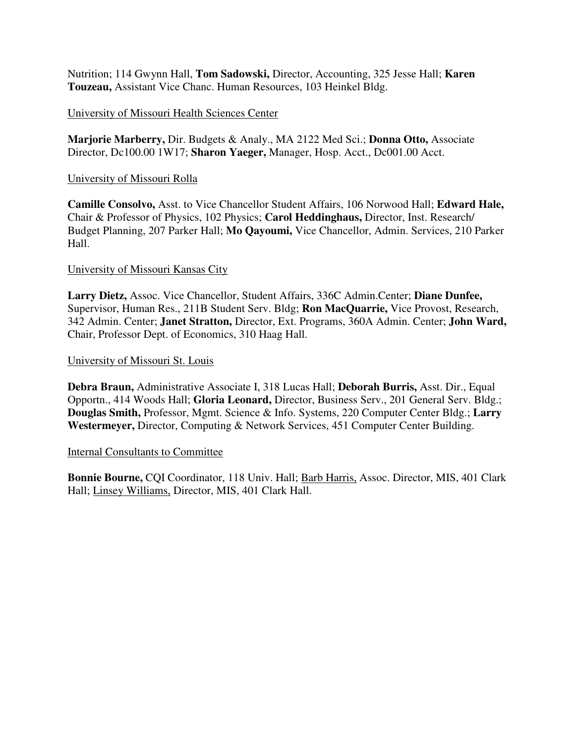Nutrition; 114 Gwynn Hall, **Tom Sadowski,** Director, Accounting, 325 Jesse Hall; **Karen Touzeau,** Assistant Vice Chanc. Human Resources, 103 Heinkel Bldg.

<u>University of Missouri Health Sciences Center</u>

**Marjorie Marberry,** Dir. Budgets & Analy., MA 2122 Med Sci.; **Donna Otto,** Associate Director, Dc100.00 1W17; **Sharon Yaeger,** Manager, Hosp. Acct., Dc001.00 Acct.

<u>University of Missouri Rolla</u>

**Camille Consolvo,** Asst. to Vice Chancellor Student Affairs, 106 Norwood Hall; **Edward Hale,** Chair & Professor of Physics, 102 Physics; **Carol Heddinghaus,** Director, Inst. Research/ Budget Planning, 207 Parker Hall; **Mo Qayoumi,** Vice Chancellor, Admin. Services, 210 Parker Hall.

<u>University of Missouri Kansas City</u>

**Larry Dietz,** Assoc. Vice Chancellor, Student Affairs, 336C Admin.Center; **Diane Dunfee,** Supervisor, Human Res., 211B Student Serv. Bldg; **Ron MacQuarrie,** Vice Provost, Research, 342 Admin. Center; **Janet Stratton,** Director, Ext. Programs, 360A Admin. Center; **John Ward,** Chair, Professor Dept. of Economics, 310 Haag Hall.

<u>University of Missouri St. Louis</u>

**Debra Braun,** Administrative Associate I, 318 Lucas Hall; **Deborah Burris,** Asst. Dir., Equal Opportn., 414 Woods Hall; **Gloria Leonard,** Director, Business Serv., 201 General Serv. Bldg.; **Douglas Smith,** Professor, Mgmt. Science & Info. Systems, 220 Computer Center Bldg.; **Larry Westermeyer,** Director, Computing & Network Services, 451 Computer Center Building.

<u>Internal Consultants to Committee</u>

**Bonnie Bourne,** CQI Coordinator, 118 Univ. Hall; <u>Barb Harris,</u> Assoc. Director, MIS, 401 Clark Hall; <u>Linsey Williams,</u> Director, MIS, 401 Clark Hall.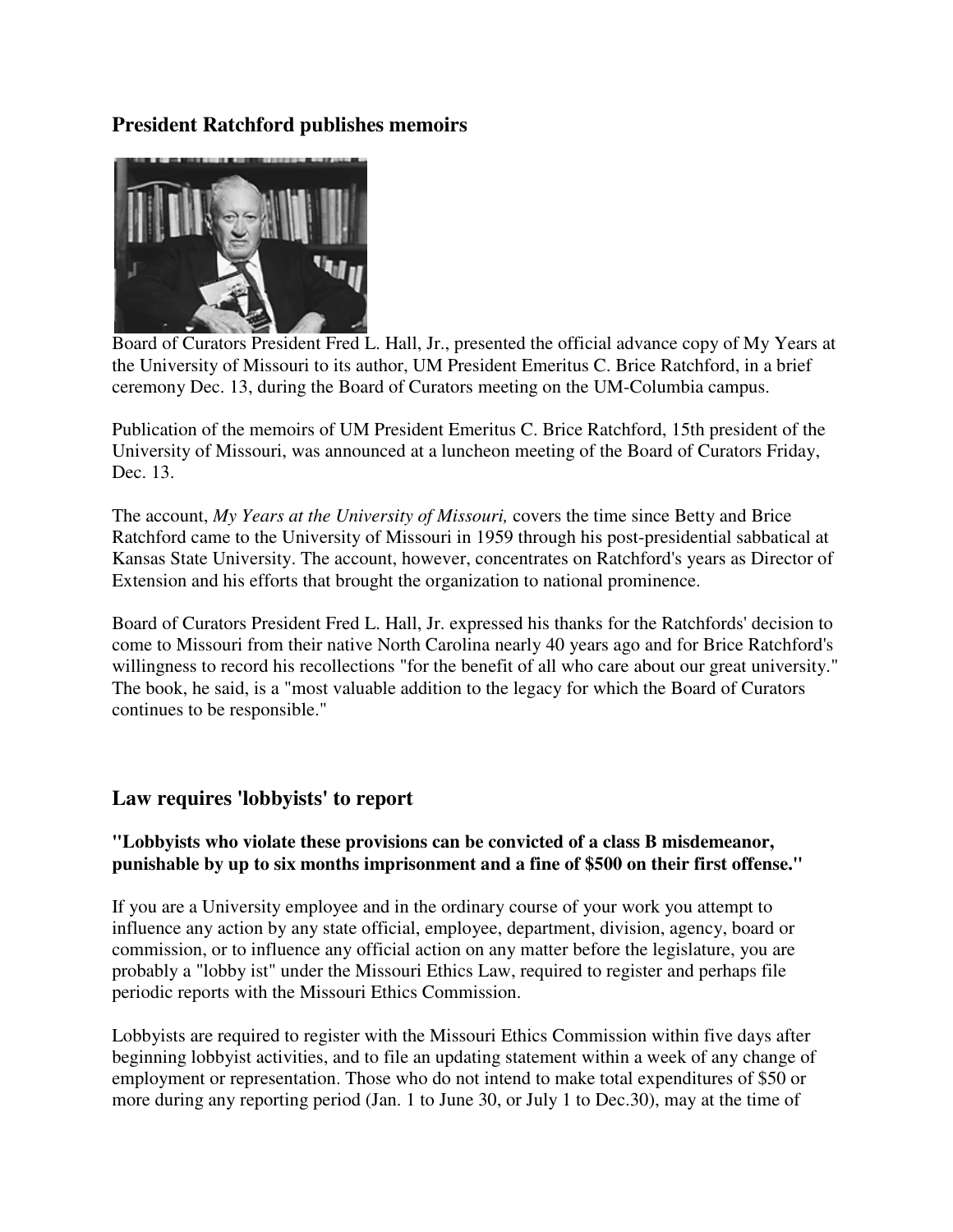## President Ratchford publishes memoirs

Board of Curators President Fred L. Hall, Jr., presented the official advance copy of My Years at the University of Missouri to its author, UM President Emeritus C. Brice Ratchford, in a brief ceremony Dec. 13, during the Board of Curators meeting on the UM-Columbia campus.

Publication of the memoirs of UM President Emeritus C. Brice Ratchford, 15th president of the University of Missouri, was announced at a luncheon meeting of the Board of Curators Friday, Dec. 13.

The account, *My Years at the University of Missouri,* covers the time since Betty and Brice Ratchford came to the University of Missouri in 1959 through his post-presidential sabbatical at Kansas State University. The account, however, concentrates on Ratchford's years as Director of Extension and his efforts that brought the organization to national prominence.

Board of Curators President Fred L. Hall, Jr. expressed his thanks for the Ratchfords' decision to come to Missouri from their native North Carolina nearly 40 years ago and for Brice Ratchford's willingness to record his recollections "for the benefit of all who care about our great university." The book, he said, is a "most valuable addition to the legacy for which the Board of Curators continues to be responsible."

## Law requires 'lobbyists' to report

**"Lobbyists who violate these provisions can be convicted of a class B misdemeanor, punishable by up to six months imprisonment and a fine of $500 on their first offense."**

If you are a University employee and in the ordinary course of your work you attempt to influence any action by any state official, employee, department, division, agency, board or commission, or to influence any official action on any matter before the legislature, you are probably a "lobby ist" under the Missouri Ethics Law, required to register and perhaps file periodic reports with the Missouri Ethics Commission.

Lobbyists are required to register with the Missouri Ethics Commission within five days after beginning lobbyist activities, and to file an updating statement within a week of any change of employment or representation. Those who do not intend to make total expenditures of $50 or more during any reporting period (Jan. 1 to June 30, or July 1 to Dec.30), may at the time of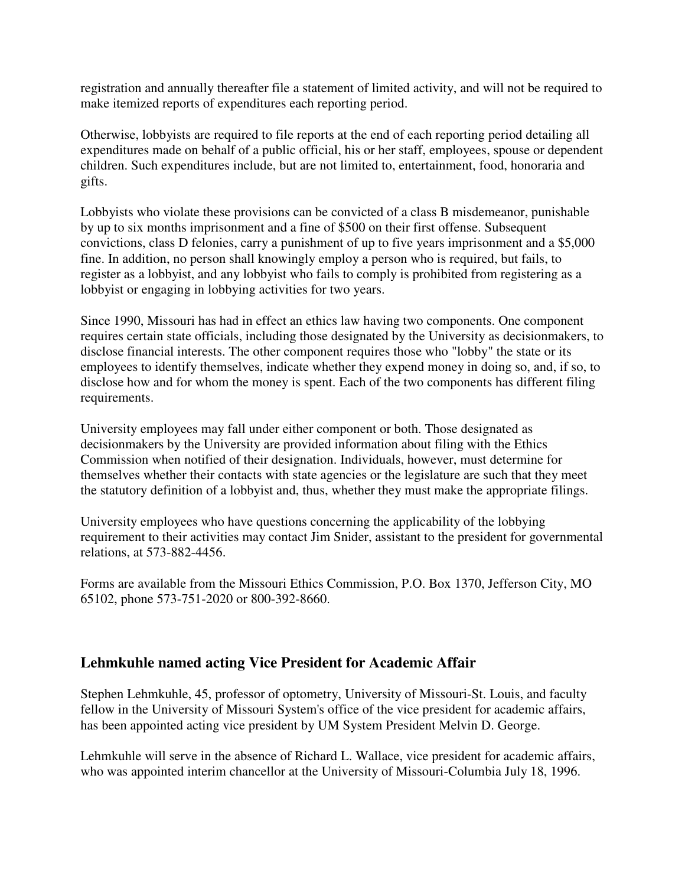registration and annually thereafter file a statement of limited activity, and will not be required to make itemized reports of expenditures each reporting period.

Otherwise, lobbyists are required to file reports at the end of each reporting period detailing all expenditures made on behalf of a public official, his or her staff, employees, spouse or dependent children. Such expenditures include, but are not limited to, entertainment, food, honoraria and gifts.

Lobbyists who violate these provisions can be convicted of a class B misdemeanor, punishable by up to six months imprisonment and a fine of $500 on their first offense. Subsequent convictions, class D felonies, carry a punishment of up to five years imprisonment and a $5,000 fine. In addition, no person shall knowingly employ a person who is required, but fails, to register as a lobbyist, and any lobbyist who fails to comply is prohibited from registering as a lobbyist or engaging in lobbying activities for two years.

Since 1990, Missouri has had in effect an ethics law having two components. One component requires certain state officials, including those designated by the University as decisionmakers, to disclose financial interests. The other component requires those who "lobby" the state or its employees to identify themselves, indicate whether they expend money in doing so, and, if so, to disclose how and for whom the money is spent. Each of the two components has different filing requirements.

University employees may fall under either component or both. Those designated as decisionmakers by the University are provided information about filing with the Ethics Commission when notified of their designation. Individuals, however, must determine for themselves whether their contacts with state agencies or the legislature are such that they meet the statutory definition of a lobbyist and, thus, whether they must make the appropriate filings.

University employees who have questions concerning the applicability of the lobbying requirement to their activities may contact Jim Snider, assistant to the president for governmental relations, at 573-882-4456.

Forms are available from the Missouri Ethics Commission, P.O. Box 1370, Jefferson City, MO 65102, phone 573-751-2020 or 800-392-8660.

## Lehmkuhle named acting Vice President for Academic Affair

Stephen Lehmkuhle, 45, professor of optometry, University of Missouri-St. Louis, and faculty fellow in the University of Missouri System's office of the vice president for academic affairs, has been appointed acting vice president by UM System President Melvin D. George.

Lehmkuhle will serve in the absence of Richard L. Wallace, vice president for academic affairs, who was appointed interim chancellor at the University of Missouri-Columbia July 18, 1996.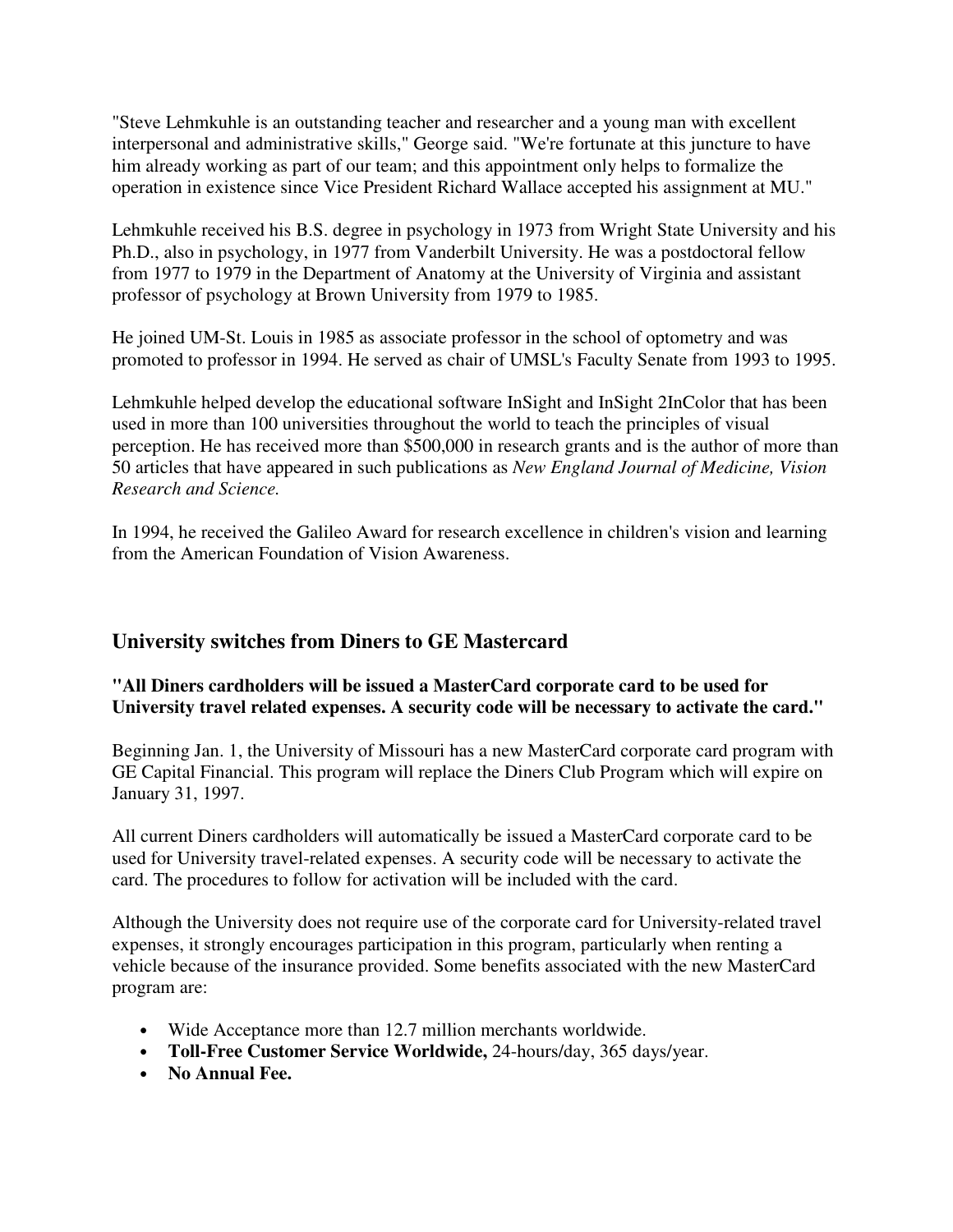"Steve Lehmkuhle is an outstanding teacher and researcher and a young man with excellent interpersonal and administrative skills," George said. "We're fortunate at this juncture to have him already working as part of our team; and this appointment only helps to formalize the operation in existence since Vice President Richard Wallace accepted his assignment at MU."

Lehmkuhle received his B.S. degree in psychology in 1973 from Wright State University and his Ph.D., also in psychology, in 1977 from Vanderbilt University. He was a postdoctoral fellow from 1977 to 1979 in the Department of Anatomy at the University of Virginia and assistant professor of psychology at Brown University from 1979 to 1985.

He joined UM-St. Louis in 1985 as associate professor in the school of optometry and was promoted to professor in 1994. He served as chair of UMSL's Faculty Senate from 1993 to 1995.

Lehmkuhle helped develop the educational software InSight and InSight 2InColor that has been used in more than 100 universities throughout the world to teach the principles of visual perception. He has received more than $500,000 in research grants and is the author of more than 50 articles that have appeared in such publications as *New England Journal of Medicine, Vision Research and Science.*

In 1994, he received the Galileo Award for research excellence in children's vision and learning from the American Foundation of Vision Awareness.

## University switches from Diners to GE Mastercard

**"All Diners cardholders will be issued a MasterCard corporate card to be used for University travel related expenses. A security code will be necessary to activate the card."**

Beginning Jan. 1, the University of Missouri has a new MasterCard corporate card program with GE Capital Financial. This program will replace the Diners Club Program which will expire on January 31, 1997.

All current Diners cardholders will automatically be issued a MasterCard corporate card to be used for University travel-related expenses. A security code will be necessary to activate the card. The procedures to follow for activation will be included with the card.

Although the University does not require use of the corporate card for University-related travel expenses, it strongly encourages participation in this program, particularly when renting a vehicle because of the insurance provided. Some benefits associated with the new MasterCard program are:

- Wide Acceptance more than 12.7 million merchants worldwide.
- **Toll-Free Customer Service Worldwide,** 24-hours/day, 365 days/year.
- **No Annual Fee.**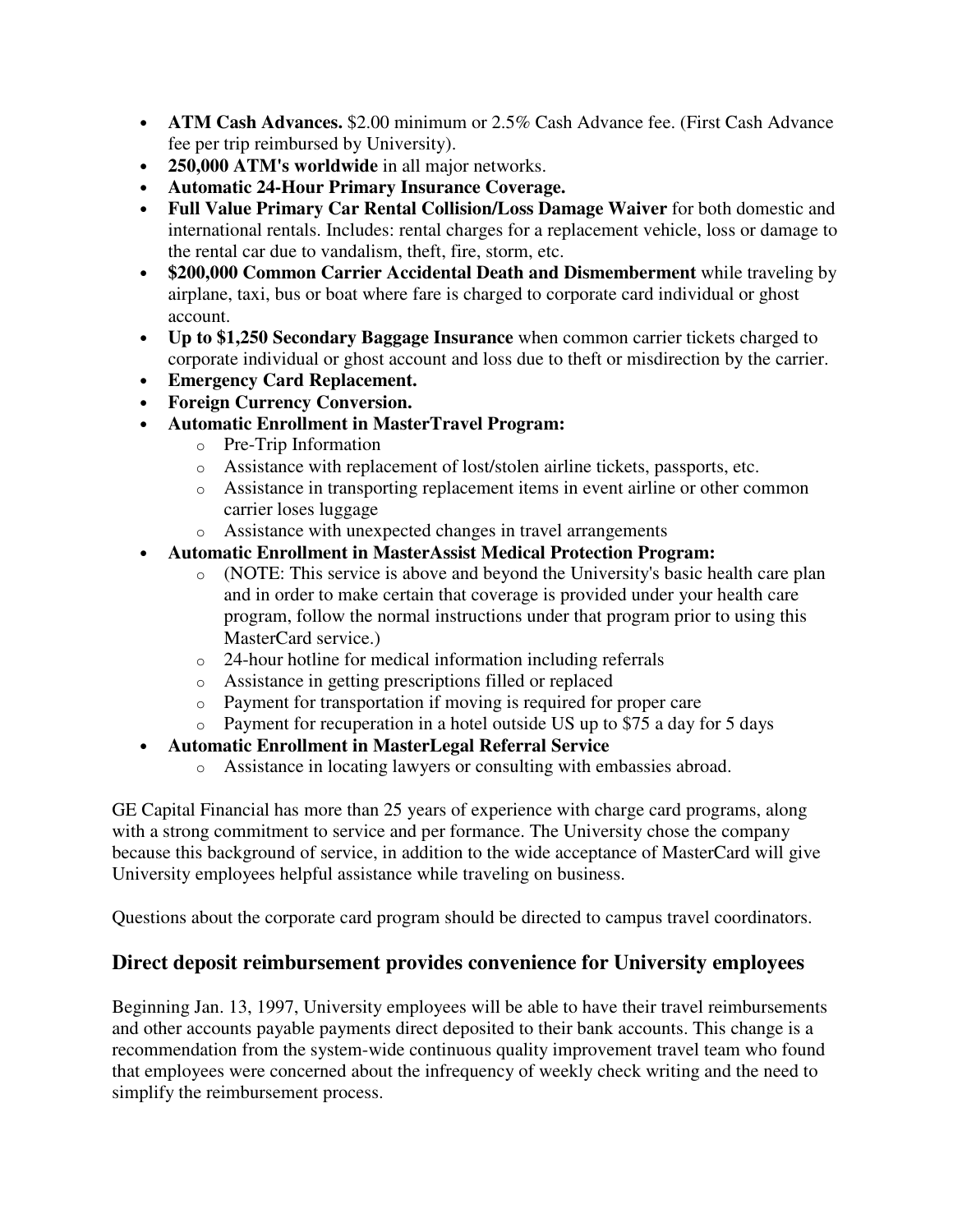- **ATM Cash Advances.** $2.00 minimum or 2.5% Cash Advance fee. (First Cash Advance fee per trip reimbursed by University).
- **250,000 ATM's worldwide** in all major networks.
- **Automatic 24-Hour Primary Insurance Coverage.**
- **Full Value Primary Car Rental Collision/Loss Damage Waiver** for both domestic and international rentals. Includes: rental charges for a replacement vehicle, loss or damage to the rental car due to vandalism, theft, fire, storm, etc.
- **$200,000 Common Carrier Accidental Death and Dismemberment** while traveling by airplane, taxi, bus or boat where fare is charged to corporate card individual or ghost account.
- **Up to $1,250 Secondary Baggage Insurance** when common carrier tickets charged to corporate individual or ghost account and loss due to theft or misdirection by the carrier.
- **Emergency Card Replacement.**
- **Foreign Currency Conversion.**
- **Automatic Enrollment in MasterTravel Program:**
  - Pre-Trip Information
  - Assistance with replacement of lost/stolen airline tickets, passports, etc.
  - Assistance in transporting replacement items in event airline or other common carrier loses luggage
  - Assistance with unexpected changes in travel arrangements
- **Automatic Enrollment in MasterAssist Medical Protection Program:**
  - (NOTE: This service is above and beyond the University's basic health care plan and in order to make certain that coverage is provided under your health care program, follow the normal instructions under that program prior to using this MasterCard service.)
  - 24-hour hotline for medical information including referrals
  - Assistance in getting prescriptions filled or replaced
  - Payment for transportation if moving is required for proper care
  - Payment for recuperation in a hotel outside US up to $75 a day for 5 days
- **Automatic Enrollment in MasterLegal Referral Service**
  - Assistance in locating lawyers or consulting with embassies abroad.

GE Capital Financial has more than 25 years of experience with charge card programs, along with a strong commitment to service and per formance. The University chose the company because this background of service, in addition to the wide acceptance of MasterCard will give University employees helpful assistance while traveling on business.

Questions about the corporate card program should be directed to campus travel coordinators.

## Direct deposit reimbursement provides convenience for University employees

Beginning Jan. 13, 1997, University employees will be able to have their travel reimbursements and other accounts payable payments direct deposited to their bank accounts. This change is a recommendation from the system-wide continuous quality improvement travel team who found that employees were concerned about the infrequency of weekly check writing and the need to simplify the reimbursement process.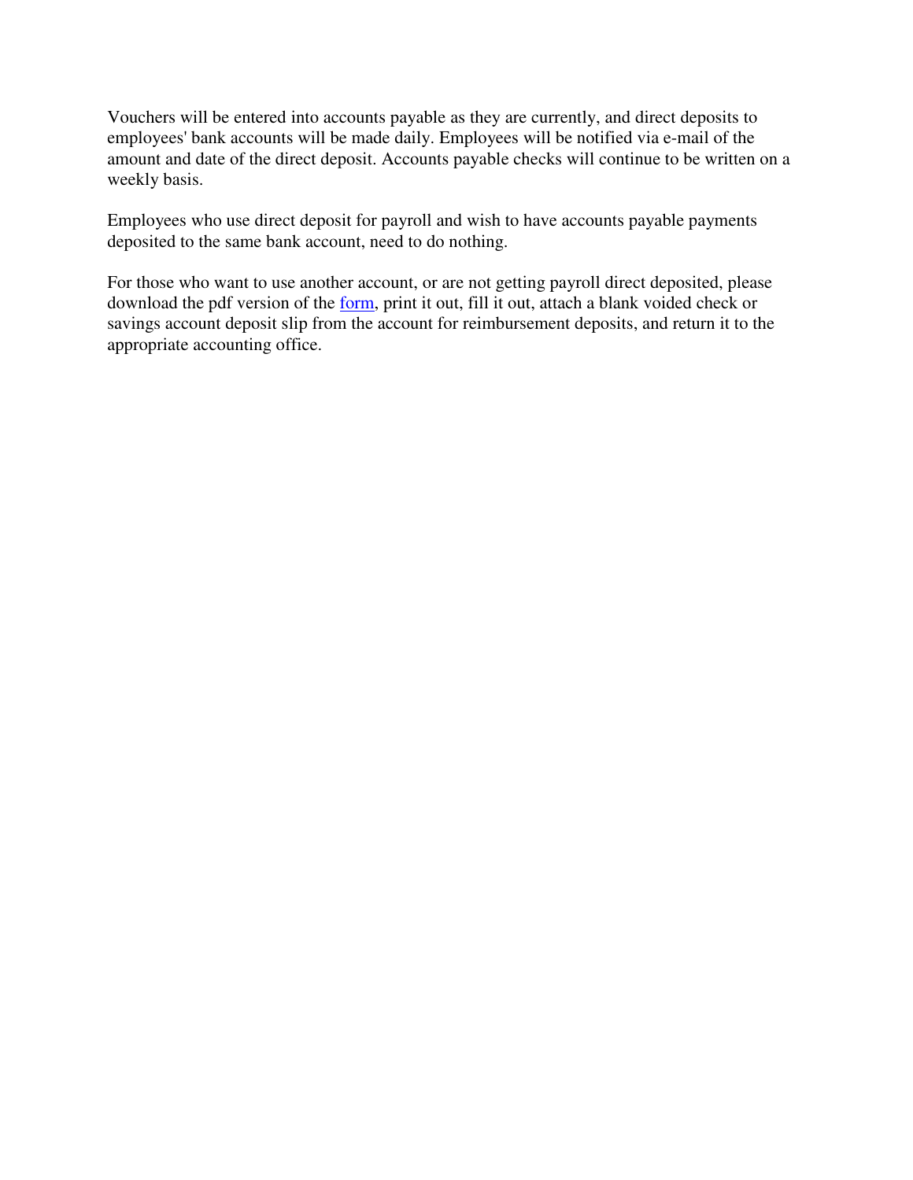Vouchers will be entered into accounts payable as they are currently, and direct deposits to employees' bank accounts will be made daily. Employees will be notified via e-mail of the amount and date of the direct deposit. Accounts payable checks will continue to be written on a weekly basis.

Employees who use direct deposit for payroll and wish to have accounts payable payments deposited to the same bank account, need to do nothing.

For those who want to use another account, or are not getting payroll direct deposited, please download the pdf version of the form, print it out, fill it out, attach a blank voided check or savings account deposit slip from the account for reimbursement deposits, and return it to the appropriate accounting office.